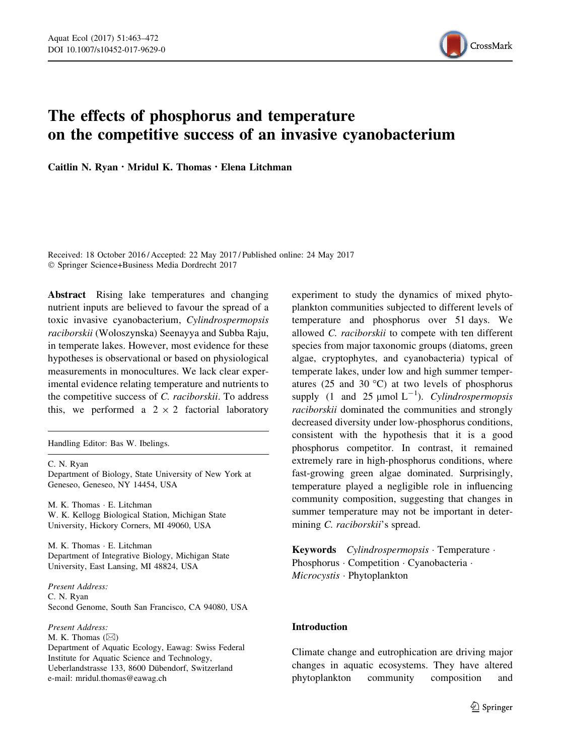# The effects of phosphorus and temperature on the competitive success of an invasive cyanobacterium

Caitlin N. Ryan · Mridul K. Thomas · Elena Litchman

Received: 18 October 2016 / Accepted: 22 May 2017 / Published online: 24 May 2017
© Springer Science+Business Media Dordrecht 2017

**Abstract** Rising lake temperatures and changing nutrient inputs are believed to favour the spread of a toxic invasive cyanobacterium, *Cylindrospermopsis raciborskii* (Woloszynska) Seenayya and Subba Raju, in temperate lakes. However, most evidence for these hypotheses is observational or based on physiological measurements in monocultures. We lack clear experimental evidence relating temperature and nutrients to the competitive success of *C. raciborskii*. To address this, we performed a 2 × 2 factorial laboratory experiment to study the dynamics of mixed phytoplankton communities subjected to different levels of temperature and phosphorus over 51 days. We allowed *C. raciborskii* to compete with ten different species from major taxonomic groups (diatoms, green algae, cryptophytes, and cyanobacteria) typical of temperate lakes, under low and high summer temperatures (25 and 30 °C) at two levels of phosphorus supply (1 and 25 μmol $L^{-1}$). *Cylindrospermopsis raciborskii* dominated the communities and strongly decreased diversity under low-phosphorus conditions, consistent with the hypothesis that it is a good phosphorus competitor. In contrast, it remained extremely rare in high-phosphorus conditions, where fast-growing green algae dominated. Surprisingly, temperature played a negligible role in influencing community composition, suggesting that changes in summer temperature may not be important in determining *C. raciborskii*'s spread.

**Keywords** *Cylindrospermopsis* · Temperature · Phosphorus · Competition · Cyanobacteria · *Microcystis* · Phytoplankton

Handling Editor: Bas W. Ibelings.

C. N. Ryan
Department of Biology, State University of New York at Geneseo, Geneseo, NY 14454, USA

M. K. Thomas · E. Litchman
W. K. Kellogg Biological Station, Michigan State University, Hickory Corners, MI 49060, USA

M. K. Thomas · E. Litchman
Department of Integrative Biology, Michigan State University, East Lansing, MI 48824, USA

*Present Address:*
C. N. Ryan
Second Genome, South San Francisco, CA 94080, USA

*Present Address:*
M. K. Thomas (✉)
Department of Aquatic Ecology, Eawag: Swiss Federal Institute for Aquatic Science and Technology, Ueberlandstrasse 133, 8600 Dübendorf, Switzerland
e-mail: mridul.thomas@eawag.ch

## Introduction

Climate change and eutrophication are driving major changes in aquatic ecosystems. They have altered phytoplankton community composition and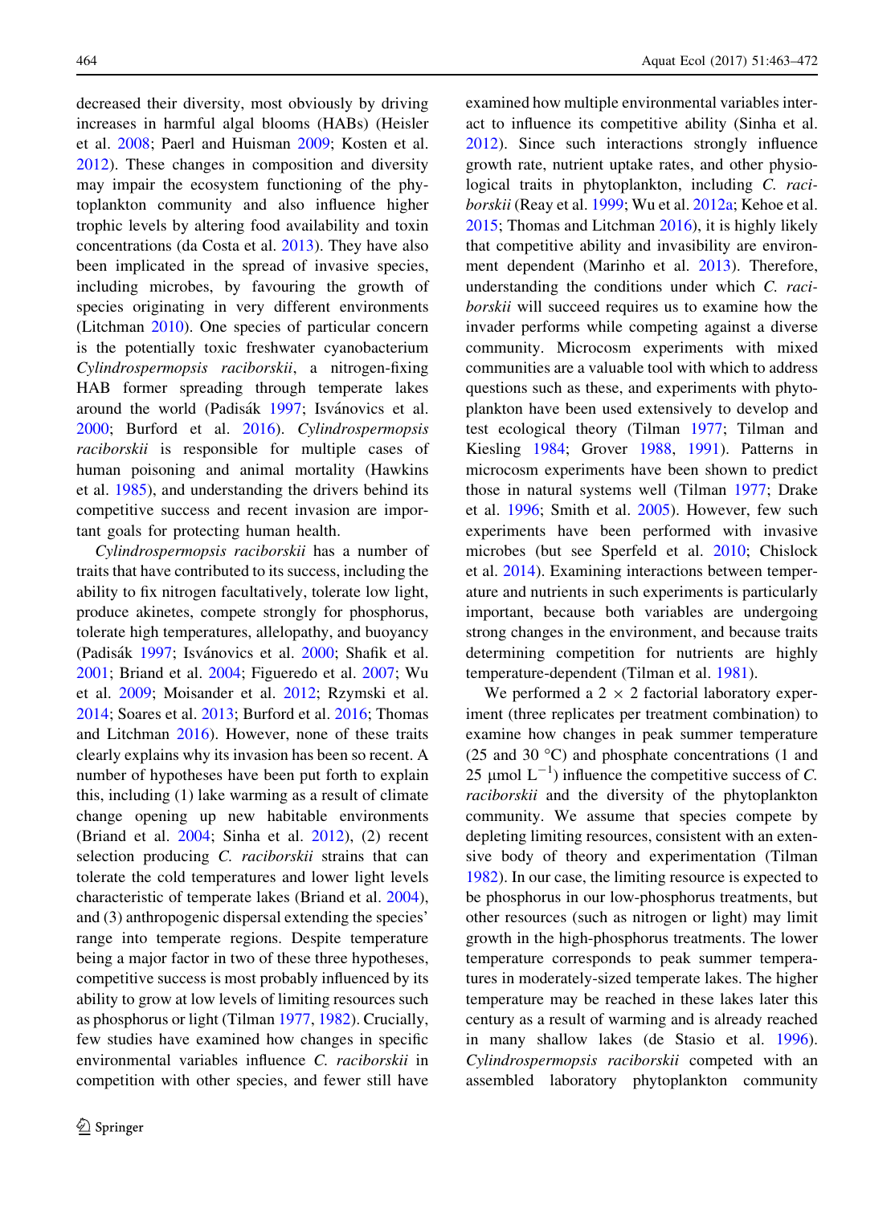decreased their diversity, most obviously by driving increases in harmful algal blooms (HABs) (Heisler et al. 2008; Paerl and Huisman 2009; Kosten et al. 2012). These changes in composition and diversity may impair the ecosystem functioning of the phytoplankton community and also influence higher trophic levels by altering food availability and toxin concentrations (da Costa et al. 2013). They have also been implicated in the spread of invasive species, including microbes, by favouring the growth of species originating in very different environments (Litchman 2010). One species of particular concern is the potentially toxic freshwater cyanobacterium *Cylindrospermopsis raciborskii*, a nitrogen-fixing HAB former spreading through temperate lakes around the world (Padisák 1997; Isvánovics et al. 2000; Burford et al. 2016). *Cylindrospermopsis raciborskii* is responsible for multiple cases of human poisoning and animal mortality (Hawkins et al. 1985), and understanding the drivers behind its competitive success and recent invasion are important goals for protecting human health.

*Cylindrospermopsis raciborskii* has a number of traits that have contributed to its success, including the ability to fix nitrogen facultatively, tolerate low light, produce akinetes, compete strongly for phosphorus, tolerate high temperatures, allelopathy, and buoyancy (Padisák 1997; Isvánovics et al. 2000; Shafik et al. 2001; Briand et al. 2004; Figueredo et al. 2007; Wu et al. 2009; Moisander et al. 2012; Rzymski et al. 2014; Soares et al. 2013; Burford et al. 2016; Thomas and Litchman 2016). However, none of these traits clearly explains why its invasion has been so recent. A number of hypotheses have been put forth to explain this, including (1) lake warming as a result of climate change opening up new habitable environments (Briand et al. 2004; Sinha et al. 2012), (2) recent selection producing *C. raciborskii* strains that can tolerate the cold temperatures and lower light levels characteristic of temperate lakes (Briand et al. 2004), and (3) anthropogenic dispersal extending the species' range into temperate regions. Despite temperature being a major factor in two of these three hypotheses, competitive success is most probably influenced by its ability to grow at low levels of limiting resources such as phosphorus or light (Tilman 1977, 1982). Crucially, few studies have examined how changes in specific environmental variables influence *C. raciborskii* in competition with other species, and fewer still have examined how multiple environmental variables interact to influence its competitive ability (Sinha et al. 2012). Since such interactions strongly influence growth rate, nutrient uptake rates, and other physiological traits in phytoplankton, including *C. raciborskii* (Reay et al. 1999; Wu et al. 2012a; Kehoe et al. 2015; Thomas and Litchman 2016), it is highly likely that competitive ability and invasibility are environment dependent (Marinho et al. 2013). Therefore, understanding the conditions under which *C. raciborskii* will succeed requires us to examine how the invader performs while competing against a diverse community. Microcosm experiments with mixed communities are a valuable tool with which to address questions such as these, and experiments with phytoplankton have been used extensively to develop and test ecological theory (Tilman 1977; Tilman and Kiesling 1984; Grover 1988, 1991). Patterns in microcosm experiments have been shown to predict those in natural systems well (Tilman 1977; Drake et al. 1996; Smith et al. 2005). However, few such experiments have been performed with invasive microbes (but see Sperfeld et al. 2010; Chislock et al. 2014). Examining interactions between temperature and nutrients in such experiments is particularly important, because both variables are undergoing strong changes in the environment, and because traits determining competition for nutrients are highly temperature-dependent (Tilman et al. 1981).

We performed a $2 \times 2$ factorial laboratory experiment (three replicates per treatment combination) to examine how changes in peak summer temperature (25 and 30 °C) and phosphate concentrations (1 and 25 μmol $L^{-1}$) influence the competitive success of *C. raciborskii* and the diversity of the phytoplankton community. We assume that species compete by depleting limiting resources, consistent with an extensive body of theory and experimentation (Tilman 1982). In our case, the limiting resource is expected to be phosphorus in our low-phosphorus treatments, but other resources (such as nitrogen or light) may limit growth in the high-phosphorus treatments. The lower temperature corresponds to peak summer temperatures in moderately-sized temperate lakes. The higher temperature may be reached in these lakes later this century as a result of warming and is already reached in many shallow lakes (de Stasio et al. 1996). *Cylindrospermopsis raciborskii* competed with an assembled laboratory phytoplankton community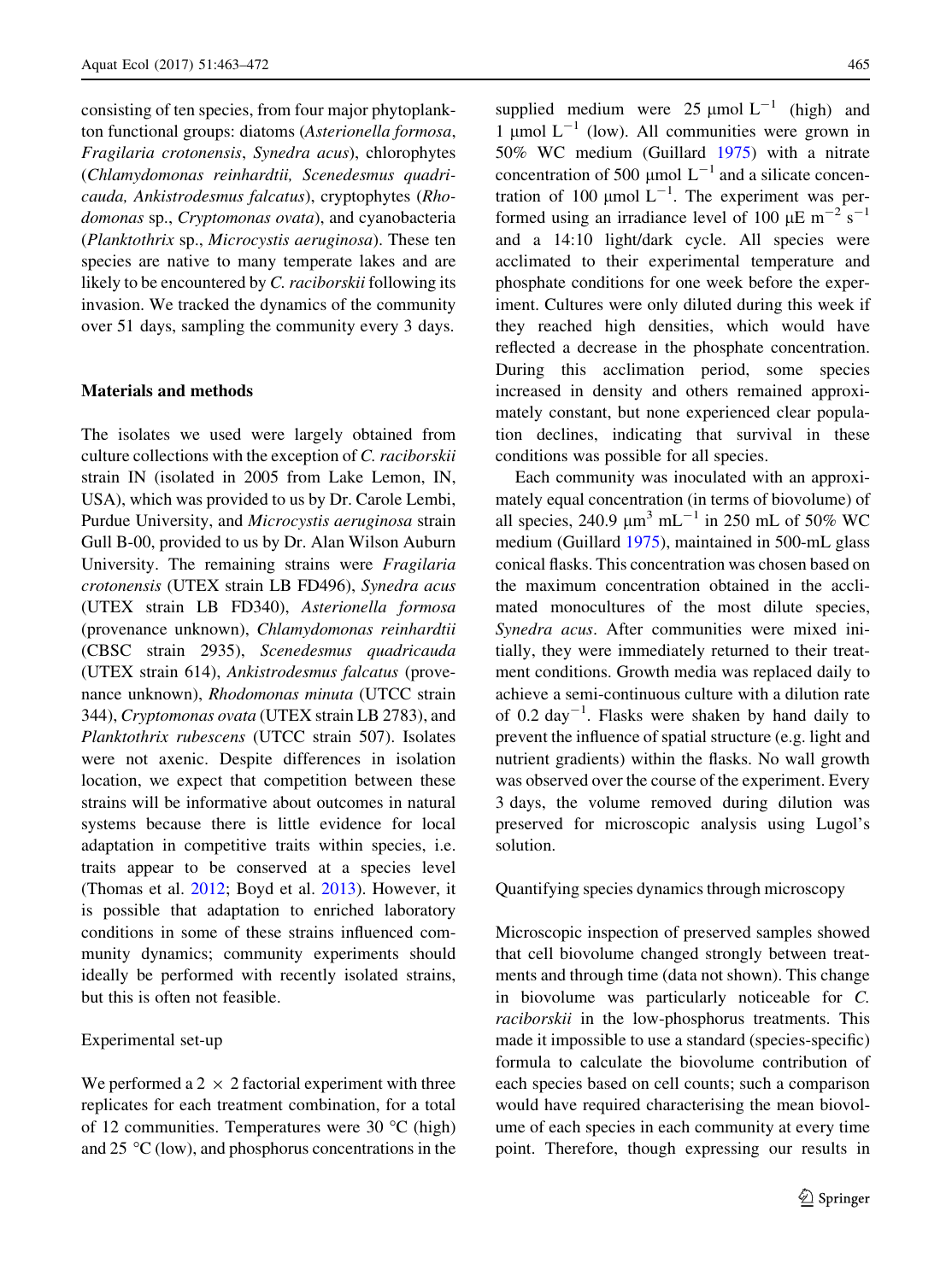consisting of ten species, from four major phytoplankton functional groups: diatoms (*Asterionella formosa*, *Fragilaria crotonensis*, *Synedra acus*), chlorophytes (*Chlamydomonas reinhardtii, Scenedesmus quadricauda, Ankistrodesmus falcatus*), cryptophytes (*Rhodomonas* sp., *Cryptomonas ovata*), and cyanobacteria (*Planktothrix* sp., *Microcystis aeruginosa*). These ten species are native to many temperate lakes and are likely to be encountered by *C. raciborskii* following its invasion. We tracked the dynamics of the community over 51 days, sampling the community every 3 days.

## Materials and methods

The isolates we used were largely obtained from culture collections with the exception of *C. raciborskii* strain IN (isolated in 2005 from Lake Lemon, IN, USA), which was provided to us by Dr. Carole Lembi, Purdue University, and *Microcystis aeruginosa* strain Gull B-00, provided to us by Dr. Alan Wilson Auburn University. The remaining strains were *Fragilaria crotonensis* (UTEX strain LB FD496), *Synedra acus* (UTEX strain LB FD340), *Asterionella formosa* (provenance unknown), *Chlamydomonas reinhardtii* (CBSC strain 2935), *Scenedesmus quadricauda* (UTEX strain 614), *Ankistrodesmus falcatus* (provenance unknown), *Rhodomonas minuta* (UTCC strain 344), *Cryptomonas ovata* (UTEX strain LB 2783), and *Planktothrix rubescens* (UTCC strain 507). Isolates were not axenic. Despite differences in isolation location, we expect that competition between these strains will be informative about outcomes in natural systems because there is little evidence for local adaptation in competitive traits within species, i.e. traits appear to be conserved at a species level (Thomas et al. 2012; Boyd et al. 2013). However, it is possible that adaptation to enriched laboratory conditions in some of these strains influenced community dynamics; community experiments should ideally be performed with recently isolated strains, but this is often not feasible.

### Experimental set-up

We performed a $2 \times 2$ factorial experiment with three replicates for each treatment combination, for a total of 12 communities. Temperatures were 30 °C (high) and 25 °C (low), and phosphorus concentrations in the supplied medium were 25 $\mu$mol $L^{-1}$ (high) and 1 $\mu$mol $L^{-1}$ (low). All communities were grown in 50% WC medium (Guillard 1975) with a nitrate concentration of 500 $\mu$mol $L^{-1}$ and a silicate concentration of 100 $\mu$mol $L^{-1}$. The experiment was performed using an irradiance level of 100 $\mu$E $m^{-2}$ $s^{-1}$ and a 14:10 light/dark cycle. All species were acclimated to their experimental temperature and phosphate conditions for one week before the experiment. Cultures were only diluted during this week if they reached high densities, which would have reflected a decrease in the phosphate concentration. During this acclimation period, some species increased in density and others remained approximately constant, but none experienced clear population declines, indicating that survival in these conditions was possible for all species.

Each community was inoculated with an approximately equal concentration (in terms of biovolume) of all species, 240.9 $\mu m^3$ $mL^{-1}$ in 250 mL of 50% WC medium (Guillard 1975), maintained in 500-mL glass conical flasks. This concentration was chosen based on the maximum concentration obtained in the acclimated monocultures of the most dilute species, *Synedra acus*. After communities were mixed initially, they were immediately returned to their treatment conditions. Growth media was replaced daily to achieve a semi-continuous culture with a dilution rate of 0.2 $day^{-1}$. Flasks were shaken by hand daily to prevent the influence of spatial structure (e.g. light and nutrient gradients) within the flasks. No wall growth was observed over the course of the experiment. Every 3 days, the volume removed during dilution was preserved for microscopic analysis using Lugol's solution.

### Quantifying species dynamics through microscopy

Microscopic inspection of preserved samples showed that cell biovolume changed strongly between treatments and through time (data not shown). This change in biovolume was particularly noticeable for *C. raciborskii* in the low-phosphorus treatments. This made it impossible to use a standard (species-specific) formula to calculate the biovolume contribution of each species based on cell counts; such a comparison would have required characterising the mean biovolume of each species in each community at every time point. Therefore, though expressing our results in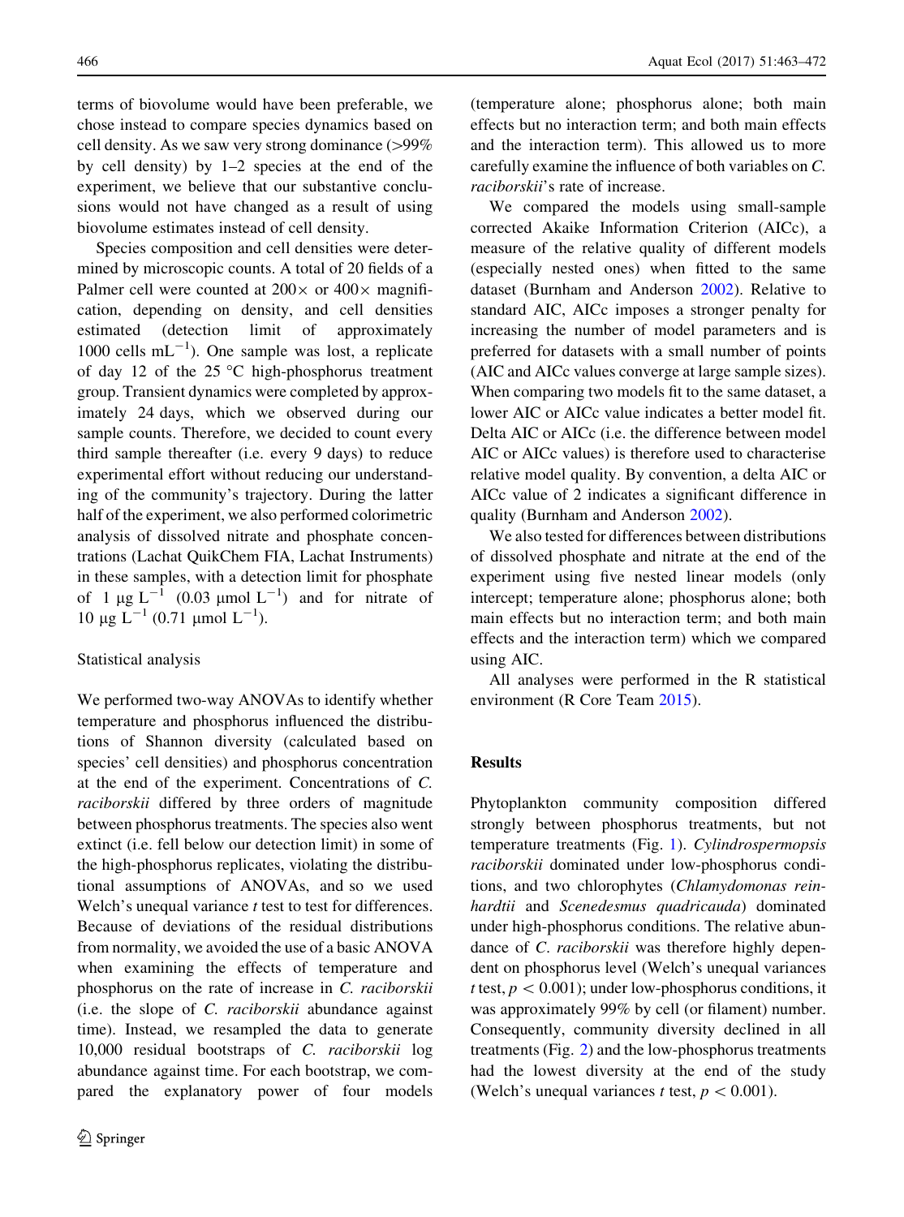terms of biovolume would have been preferable, we chose instead to compare species dynamics based on cell density. As we saw very strong dominance (>99% by cell density) by 1–2 species at the end of the experiment, we believe that our substantive conclusions would not have changed as a result of using biovolume estimates instead of cell density.

Species composition and cell densities were determined by microscopic counts. A total of 20 fields of a Palmer cell were counted at 200× or 400× magnification, depending on density, and cell densities estimated (detection limit of approximately 1000 cells $mL^{-1}$). One sample was lost, a replicate of day 12 of the 25 °C high-phosphorus treatment group. Transient dynamics were completed by approximately 24 days, which we observed during our sample counts. Therefore, we decided to count every third sample thereafter (i.e. every 9 days) to reduce experimental effort without reducing our understanding of the community's trajectory. During the latter half of the experiment, we also performed colorimetric analysis of dissolved nitrate and phosphate concentrations (Lachat QuikChem FIA, Lachat Instruments) in these samples, with a detection limit for phosphate of 1 μg $L^{-1}$ (0.03 μmol $L^{-1}$) and for nitrate of 10 μg $L^{-1}$ (0.71 μmol $L^{-1}$).

## Statistical analysis

We performed two-way ANOVAs to identify whether temperature and phosphorus influenced the distributions of Shannon diversity (calculated based on species' cell densities) and phosphorus concentration at the end of the experiment. Concentrations of *C. raciborskii* differed by three orders of magnitude between phosphorus treatments. The species also went extinct (i.e. fell below our detection limit) in some of the high-phosphorus replicates, violating the distributional assumptions of ANOVAs, and so we used Welch's unequal variance *t* test to test for differences. Because of deviations of the residual distributions from normality, we avoided the use of a basic ANOVA when examining the effects of temperature and phosphorus on the rate of increase in *C. raciborskii* (i.e. the slope of *C. raciborskii* abundance against time). Instead, we resampled the data to generate 10,000 residual bootstraps of *C. raciborskii* log abundance against time. For each bootstrap, we compared the explanatory power of four models (temperature alone; phosphorus alone; both main effects but no interaction term; and both main effects and the interaction term). This allowed us to more carefully examine the influence of both variables on *C. raciborskii*'s rate of increase.

We compared the models using small-sample corrected Akaike Information Criterion (AICc), a measure of the relative quality of different models (especially nested ones) when fitted to the same dataset (Burnham and Anderson 2002). Relative to standard AIC, AICc imposes a stronger penalty for increasing the number of model parameters and is preferred for datasets with a small number of points (AIC and AICc values converge at large sample sizes). When comparing two models fit to the same dataset, a lower AIC or AICc value indicates a better model fit. Delta AIC or AICc (i.e. the difference between model AIC or AICc values) is therefore used to characterise relative model quality. By convention, a delta AIC or AICc value of 2 indicates a significant difference in quality (Burnham and Anderson 2002).

We also tested for differences between distributions of dissolved phosphate and nitrate at the end of the experiment using five nested linear models (only intercept; temperature alone; phosphorus alone; both main effects but no interaction term; and both main effects and the interaction term) which we compared using AIC.

All analyses were performed in the R statistical environment (R Core Team 2015).

## Results

Phytoplankton community composition differed strongly between phosphorus treatments, but not temperature treatments (Fig. 1). *Cylindrospermopsis raciborskii* dominated under low-phosphorus conditions, and two chlorophytes (*Chlamydomonas reinhardtii* and *Scenedesmus quadricauda*) dominated under high-phosphorus conditions. The relative abundance of *C. raciborskii* was therefore highly dependent on phosphorus level (Welch's unequal variances *t* test, $p < 0.001$); under low-phosphorus conditions, it was approximately 99% by cell (or filament) number. Consequently, community diversity declined in all treatments (Fig. 2) and the low-phosphorus treatments had the lowest diversity at the end of the study (Welch's unequal variances *t* test, $p < 0.001$).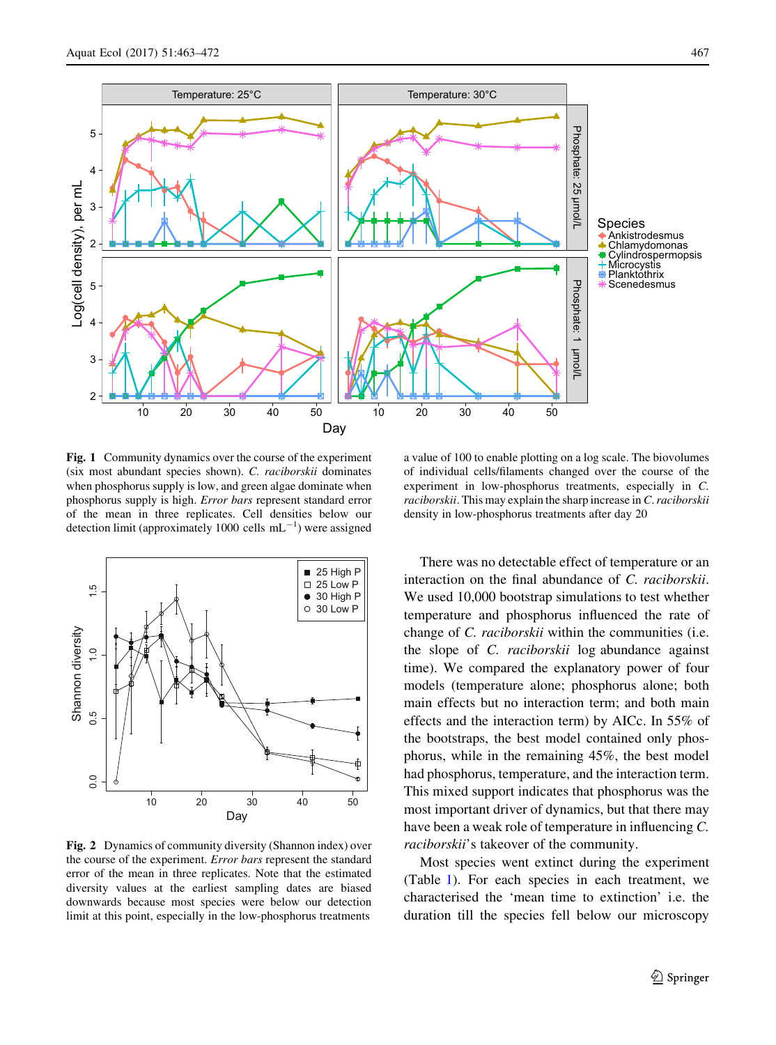**Fig. 1** Community dynamics over the course of the experiment (six most abundant species shown). *C. raciborskii* dominates when phosphorus supply is low, and green algae dominate when phosphorus supply is high. *Error bars* represent standard error of the mean in three replicates. Cell densities below our detection limit (approximately 1000 cells $mL^{-1}$) were assigned a value of 100 to enable plotting on a log scale. The biovolumes of individual cells/filaments changed over the course of the experiment in low-phosphorus treatments, especially in *C. raciborskii*. This may explain the sharp increase in *C. raciborskii* density in low-phosphorus treatments after day 20

**Fig. 2** Dynamics of community diversity (Shannon index) over the course of the experiment. *Error bars* represent the standard error of the mean in three replicates. Note that the estimated diversity values at the earliest sampling dates are biased downwards because most species were below our detection limit at this point, especially in the low-phosphorus treatments

There was no detectable effect of temperature or an interaction on the final abundance of *C. raciborskii*. We used 10,000 bootstrap simulations to test whether temperature and phosphorus influenced the rate of change of *C. raciborskii* within the communities (i.e. the slope of *C. raciborskii* log abundance against time). We compared the explanatory power of four models (temperature alone; phosphorus alone; both main effects but no interaction term; and both main effects and the interaction term) by AICc. In 55% of the bootstraps, the best model contained only phosphorus, while in the remaining 45%, the best model had phosphorus, temperature, and the interaction term. This mixed support indicates that phosphorus was the most important driver of dynamics, but that there may have been a weak role of temperature in influencing *C. raciborskii*'s takeover of the community.

Most species went extinct during the experiment (Table 1). For each species in each treatment, we characterised the 'mean time to extinction' i.e. the duration till the species fell below our microscopy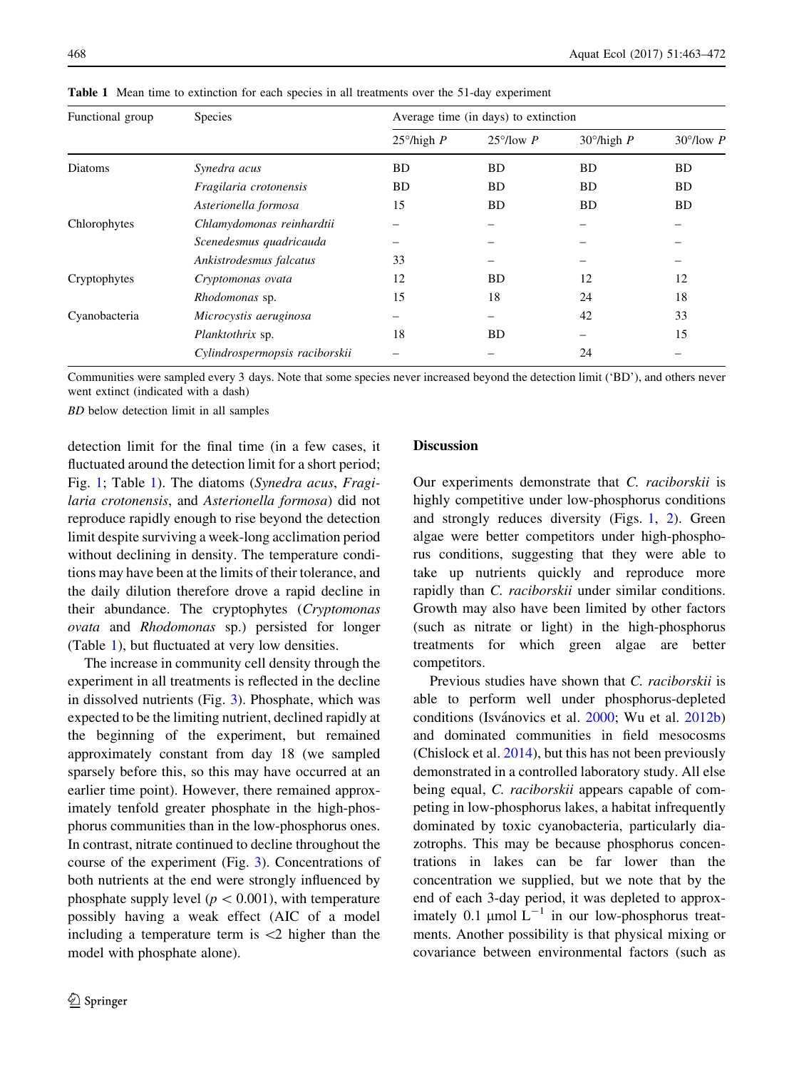**Table 1** Mean time to extinction for each species in all treatments over the 51-day experiment

| Functional group | Species | Average time (in days) to extinction | | | |
|---|---|---|---|---|---|
| | | 25°/high *P* | 25°/low *P* | 30°/high *P* | 30°/low *P* |
| Diatoms | *Synedra acus* | BD | BD | BD | BD |
| | *Fragilaria crotonensis* | BD | BD | BD | BD |
| | *Asterionella formosa* | 15 | BD | BD | BD |
| Chlorophytes | *Chlamydomonas reinhardtii* | – | – | – | – |
| | *Scenedesmus quadricauda* | – | – | – | – |
| | *Ankistrodesmus falcatus* | 33 | – | – | – |
| Cryptophytes | *Cryptomonas ovata* | 12 | BD | 12 | 12 |
| | *Rhodomonas* sp. | 15 | 18 | 24 | 18 |
| Cyanobacteria | *Microcystis aeruginosa* | – | – | 42 | 33 |
| | *Planktothrix* sp. | 18 | BD | – | 15 |
| | *Cylindrospermopsis raciborskii* | – | – | 24 | – |

Communities were sampled every 3 days. Note that some species never increased beyond the detection limit ('BD'), and others never went extinct (indicated with a dash)

*BD* below detection limit in all samples

detection limit for the final time (in a few cases, it fluctuated around the detection limit for a short period; Fig. 1; Table 1). The diatoms (*Synedra acus*, *Fragilaria crotonensis*, and *Asterionella formosa*) did not reproduce rapidly enough to rise beyond the detection limit despite surviving a week-long acclimation period without declining in density. The temperature conditions may have been at the limits of their tolerance, and the daily dilution therefore drove a rapid decline in their abundance. The cryptophytes (*Cryptomonas ovata* and *Rhodomonas* sp.) persisted for longer (Table 1), but fluctuated at very low densities.

The increase in community cell density through the experiment in all treatments is reflected in the decline in dissolved nutrients (Fig. 3). Phosphate, which was expected to be the limiting nutrient, declined rapidly at the beginning of the experiment, but remained approximately constant from day 18 (we sampled sparsely before this, so this may have occurred at an earlier time point). However, there remained approximately tenfold greater phosphate in the high-phosphorus communities than in the low-phosphorus ones. In contrast, nitrate continued to decline throughout the course of the experiment (Fig. 3). Concentrations of both nutrients at the end were strongly influenced by phosphate supply level ($p < 0.001$), with temperature possibly having a weak effect (AIC of a model including a temperature term is <2 higher than the model with phosphate alone).

## Discussion

Our experiments demonstrate that *C. raciborskii* is highly competitive under low-phosphorus conditions and strongly reduces diversity (Figs. 1, 2). Green algae were better competitors under high-phosphorus conditions, suggesting that they were able to take up nutrients quickly and reproduce more rapidly than *C. raciborskii* under similar conditions. Growth may also have been limited by other factors (such as nitrate or light) in the high-phosphorus treatments for which green algae are better competitors.

Previous studies have shown that *C. raciborskii* is able to perform well under phosphorus-depleted conditions (Isvánovics et al. 2000; Wu et al. 2012b) and dominated communities in field mesocosms (Chislock et al. 2014), but this has not been previously demonstrated in a controlled laboratory study. All else being equal, *C. raciborskii* appears capable of competing in low-phosphorus lakes, a habitat infrequently dominated by toxic cyanobacteria, particularly diazotrophs. This may be because phosphorus concentrations in lakes can be far lower than the concentration we supplied, but we note that by the end of each 3-day period, it was depleted to approximately 0.1 μmol $L^{-1}$ in our low-phosphorus treatments. Another possibility is that physical mixing or covariance between environmental factors (such as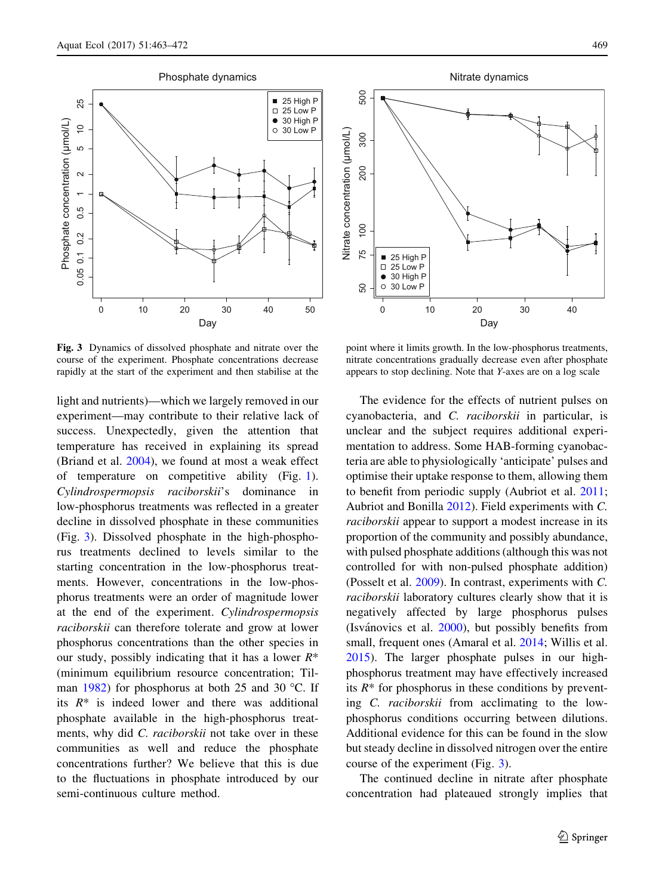**Fig. 3** Dynamics of dissolved phosphate and nitrate over the course of the experiment. Phosphate concentrations decrease rapidly at the start of the experiment and then stabilise at the point where it limits growth. In the low-phosphorus treatments, nitrate concentrations gradually decrease even after phosphate appears to stop declining. Note that *Y*-axes are on a log scale

light and nutrients)—which we largely removed in our experiment—may contribute to their relative lack of success. Unexpectedly, given the attention that temperature has received in explaining its spread (Briand et al. 2004), we found at most a weak effect of temperature on competitive ability (Fig. 1). *Cylindrospermopsis raciborskii*'s dominance in low-phosphorus treatments was reflected in a greater decline in dissolved phosphate in these communities (Fig. 3). Dissolved phosphate in the high-phosphorus treatments declined to levels similar to the starting concentration in the low-phosphorus treatments. However, concentrations in the low-phosphorus treatments were an order of magnitude lower at the end of the experiment. *Cylindrospermopsis raciborskii* can therefore tolerate and grow at lower phosphorus concentrations than the other species in our study, possibly indicating that it has a lower $R^*$ (minimum equilibrium resource concentration; Tilman 1982) for phosphorus at both 25 and 30 °C. If its $R^*$ is indeed lower and there was additional phosphate available in the high-phosphorus treatments, why did *C. raciborskii* not take over in these communities as well and reduce the phosphate concentrations further? We believe that this is due to the fluctuations in phosphate introduced by our semi-continuous culture method.

The evidence for the effects of nutrient pulses on cyanobacteria, and *C. raciborskii* in particular, is unclear and the subject requires additional experimentation to address. Some HAB-forming cyanobacteria are able to physiologically 'anticipate' pulses and optimise their uptake response to them, allowing them to benefit from periodic supply (Aubriot et al. 2011; Aubriot and Bonilla 2012). Field experiments with *C. raciborskii* appear to support a modest increase in its proportion of the community and possibly abundance, with pulsed phosphate additions (although this was not controlled for with non-pulsed phosphate addition) (Posselt et al. 2009). In contrast, experiments with *C. raciborskii* laboratory cultures clearly show that it is negatively affected by large phosphorus pulses (Isvánovics et al. 2000), but possibly benefits from small, frequent ones (Amaral et al. 2014; Willis et al. 2015). The larger phosphate pulses in our high-phosphorus treatment may have effectively increased its $R^*$ for phosphorus in these conditions by preventing *C. raciborskii* from acclimating to the low-phosphorus conditions occurring between dilutions. Additional evidence for this can be found in the slow but steady decline in dissolved nitrogen over the entire course of the experiment (Fig. 3).

The continued decline in nitrate after phosphate concentration had plateaued strongly implies that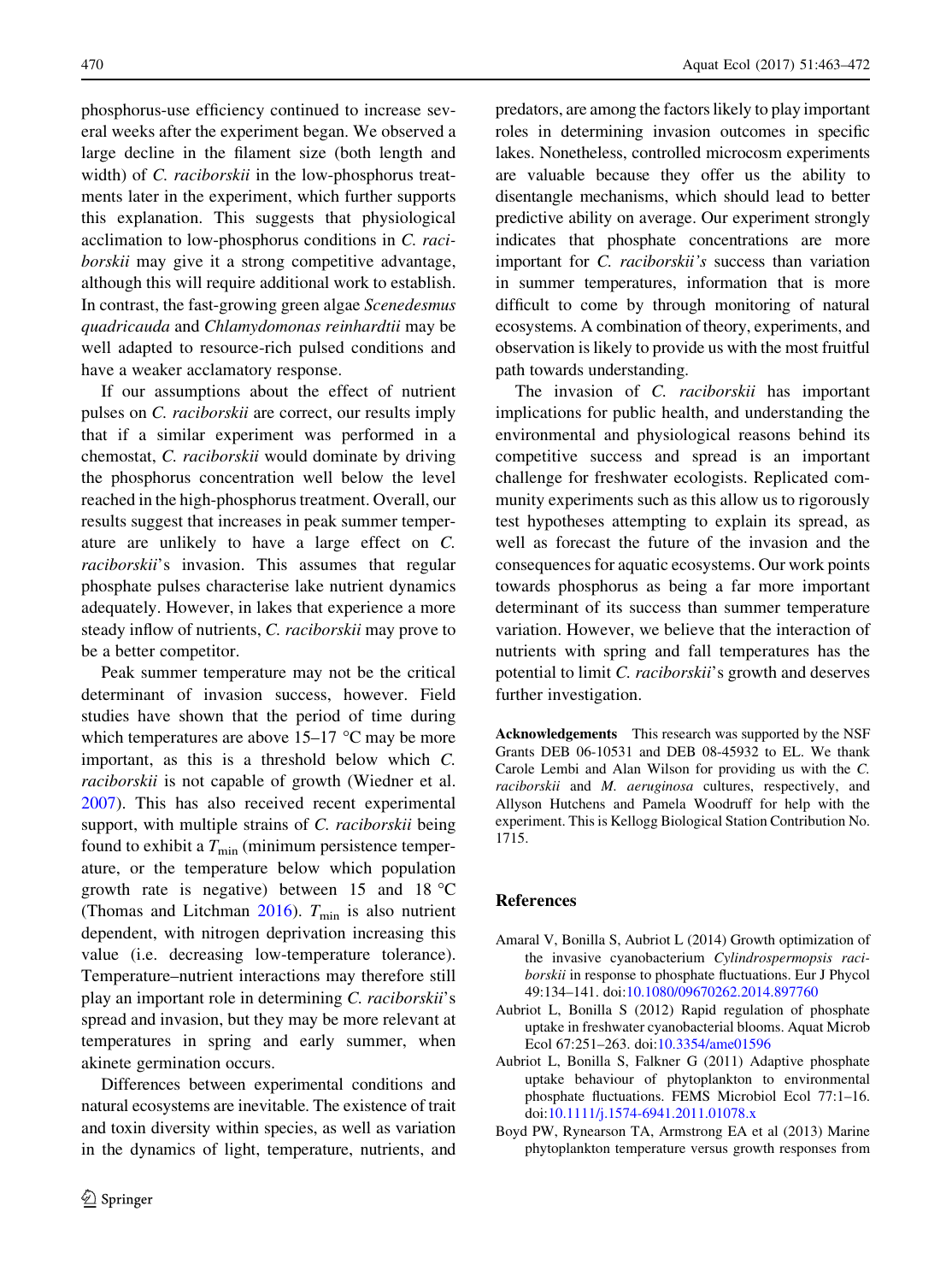phosphorus-use efficiency continued to increase several weeks after the experiment began. We observed a large decline in the filament size (both length and width) of *C. raciborskii* in the low-phosphorus treatments later in the experiment, which further supports this explanation. This suggests that physiological acclimation to low-phosphorus conditions in *C. raciborskii* may give it a strong competitive advantage, although this will require additional work to establish. In contrast, the fast-growing green algae *Scenedesmus quadricauda* and *Chlamydomonas reinhardtii* may be well adapted to resource-rich pulsed conditions and have a weaker acclamatory response.

If our assumptions about the effect of nutrient pulses on *C. raciborskii* are correct, our results imply that if a similar experiment was performed in a chemostat, *C. raciborskii* would dominate by driving the phosphorus concentration well below the level reached in the high-phosphorus treatment. Overall, our results suggest that increases in peak summer temperature are unlikely to have a large effect on *C. raciborskii*'s invasion. This assumes that regular phosphate pulses characterise lake nutrient dynamics adequately. However, in lakes that experience a more steady inflow of nutrients, *C. raciborskii* may prove to be a better competitor.

Peak summer temperature may not be the critical determinant of invasion success, however. Field studies have shown that the period of time during which temperatures are above 15–17 °C may be more important, as this is a threshold below which *C. raciborskii* is not capable of growth (Wiedner et al. 2007). This has also received recent experimental support, with multiple strains of *C. raciborskii* being found to exhibit a $T_{min}$ (minimum persistence temperature, or the temperature below which population growth rate is negative) between 15 and 18 °C (Thomas and Litchman 2016). $T_{min}$ is also nutrient dependent, with nitrogen deprivation increasing this value (i.e. decreasing low-temperature tolerance). Temperature–nutrient interactions may therefore still play an important role in determining *C. raciborskii*'s spread and invasion, but they may be more relevant at temperatures in spring and early summer, when akinete germination occurs.

Differences between experimental conditions and natural ecosystems are inevitable. The existence of trait and toxin diversity within species, as well as variation in the dynamics of light, temperature, nutrients, and predators, are among the factors likely to play important roles in determining invasion outcomes in specific lakes. Nonetheless, controlled microcosm experiments are valuable because they offer us the ability to disentangle mechanisms, which should lead to better predictive ability on average. Our experiment strongly indicates that phosphate concentrations are more important for *C. raciborskii's* success than variation in summer temperatures, information that is more difficult to come by through monitoring of natural ecosystems. A combination of theory, experiments, and observation is likely to provide us with the most fruitful path towards understanding.

The invasion of *C. raciborskii* has important implications for public health, and understanding the environmental and physiological reasons behind its competitive success and spread is an important challenge for freshwater ecologists. Replicated community experiments such as this allow us to rigorously test hypotheses attempting to explain its spread, as well as forecast the future of the invasion and the consequences for aquatic ecosystems. Our work points towards phosphorus as being a far more important determinant of its success than summer temperature variation. However, we believe that the interaction of nutrients with spring and fall temperatures has the potential to limit *C. raciborskii*'s growth and deserves further investigation.

**Acknowledgements** This research was supported by the NSF Grants DEB 06-10531 and DEB 08-45932 to EL. We thank Carole Lembi and Alan Wilson for providing us with the *C. raciborskii* and *M. aeruginosa* cultures, respectively, and Allyson Hutchens and Pamela Woodruff for help with the experiment. This is Kellogg Biological Station Contribution No. 1715.

## References

Amaral V, Bonilla S, Aubriot L (2014) Growth optimization of the invasive cyanobacterium *Cylindrospermopsis raciborskii* in response to phosphate fluctuations. Eur J Phycol 49:134–141. doi:10.1080/09670262.2014.897760

Aubriot L, Bonilla S (2012) Rapid regulation of phosphate uptake in freshwater cyanobacterial blooms. Aquat Microb Ecol 67:251–263. doi:10.3354/ame01596

Aubriot L, Bonilla S, Falkner G (2011) Adaptive phosphate uptake behaviour of phytoplankton to environmental phosphate fluctuations. FEMS Microbiol Ecol 77:1–16. doi:10.1111/j.1574-6941.2011.01078.x

Boyd PW, Rynearson TA, Armstrong EA et al (2013) Marine phytoplankton temperature versus growth responses from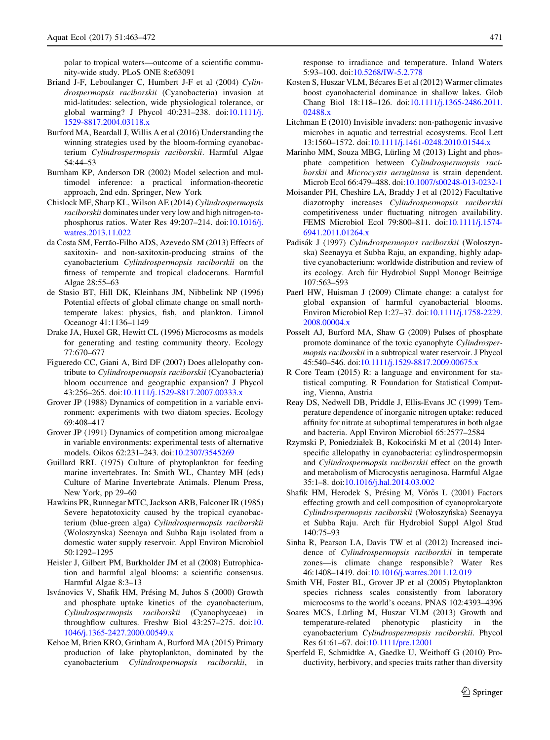polar to tropical waters—outcome of a scientific community-wide study. PLoS ONE 8:e63091

Briand J-F, Leboulanger C, Humbert J-F et al (2004) *Cylindrospermopsis raciborskii* (Cyanobacteria) invasion at mid-latitudes: selection, wide physiological tolerance, or global warming? J Phycol 40:231–238. doi:10.1111/j.1529-8817.2004.03118.x

Burford MA, Beardall J, Willis A et al (2016) Understanding the winning strategies used by the bloom-forming cyanobacterium *Cylindrospermopsis raciborskii*. Harmful Algae 54:44–53

Burnham KP, Anderson DR (2002) Model selection and multimodel inference: a practical information-theoretic approach, 2nd edn. Springer, New York

Chislock MF, Sharp KL, Wilson AE (2014) *Cylindrospermopsis raciborskii* dominates under very low and high nitrogen-to-phosphorus ratios. Water Res 49:207–214. doi:10.1016/j.watres.2013.11.022

da Costa SM, Ferrão-Filho ADS, Azevedo SM (2013) Effects of saxitoxin- and non-saxitoxin-producing strains of the cyanobacterium *Cylindrospermopsis raciborskii* on the fitness of temperate and tropical cladocerans. Harmful Algae 28:55–63

de Stasio BT, Hill DK, Kleinhans JM, Nibbelink NP (1996) Potential effects of global climate change on small north-temperate lakes: physics, fish, and plankton. Limnol Oceanogr 41:1136–1149

Drake JA, Huxel GR, Hewitt CL (1996) Microcosms as models for generating and testing community theory. Ecology 77:670–677

Figueredo CC, Giani A, Bird DF (2007) Does allelopathy contribute to *Cylindrospermopsis raciborskii* (Cyanobacteria) bloom occurrence and geographic expansion? J Phycol 43:256–265. doi:10.1111/j.1529-8817.2007.00333.x

Grover JP (1988) Dynamics of competition in a variable environment: experiments with two diatom species. Ecology 69:408–417

Grover JP (1991) Dynamics of competition among microalgae in variable environments: experimental tests of alternative models. Oikos 62:231–243. doi:10.2307/3545269

Guillard RRL (1975) Culture of phytoplankton for feeding marine invertebrates. In: Smith WL, Chantey MH (eds) Culture of Marine Invertebrate Animals. Plenum Press, New York, pp 29–60

Hawkins PR, Runnegar MTC, Jackson ARB, Falconer IR (1985) Severe hepatotoxicity caused by the tropical cyanobacterium (blue-green alga) *Cylindrospermopsis raciborskii* (Woloszynska) Seenaya and Subba Raju isolated from a domestic water supply reservoir. Appl Environ Microbiol 50:1292–1295

Heisler J, Gilbert PM, Burkholder JM et al (2008) Eutrophication and harmful algal blooms: a scientific consensus. Harmful Algae 8:3–13

Isvánovics V, Shafik HM, Présing M, Juhos S (2000) Growth and phosphate uptake kinetics of the cyanobacterium, *Cylindrospermopsis raciborskii* (Cyanophyceae) in throughflow cultures. Freshw Biol 43:257–275. doi:10.1046/j.1365-2427.2000.00549.x

Kehoe M, Brien KRO, Grinham A, Burford MA (2015) Primary production of lake phytoplankton, dominated by the cyanobacterium *Cylindrospermopsis raciborskii*, in response to irradiance and temperature. Inland Waters 5:93–100. doi:10.5268/IW-5.2.778

Kosten S, Huszar VLM, Bécares E et al (2012) Warmer climates boost cyanobacterial dominance in shallow lakes. Glob Chang Biol 18:118–126. doi:10.1111/j.1365-2486.2011.02488.x

Litchman E (2010) Invisible invaders: non-pathogenic invasive microbes in aquatic and terrestrial ecosystems. Ecol Lett 13:1560–1572. doi:10.1111/j.1461-0248.2010.01544.x

Marinho MM, Souza MBG, Lürling M (2013) Light and phosphate competition between *Cylindrospermopsis raciborskii* and *Microcystis aeruginosa* is strain dependent. Microb Ecol 66:479–488. doi:10.1007/s00248-013-0232-1

Moisander PH, Cheshire LA, Braddy J et al (2012) Facultative diazotrophy increases *Cylindrospermopsis raciborskii* competitiveness under fluctuating nitrogen availability. FEMS Microbiol Ecol 79:800–811. doi:10.1111/j.1574-6941.2011.01264.x

Padisák J (1997) *Cylindrospermopsis raciborskii* (Woloszynska) Seenayya et Subba Raju, an expanding, highly adaptive cyanobacterium: worldwide distribution and review of its ecology. Arch für Hydrobiol Suppl Monogr Beiträge 107:563–593

Paerl HW, Huisman J (2009) Climate change: a catalyst for global expansion of harmful cyanobacterial blooms. Environ Microbiol Rep 1:27–37. doi:10.1111/j.1758-2229.2008.00004.x

Posselt AJ, Burford MA, Shaw G (2009) Pulses of phosphate promote dominance of the toxic cyanophyte *Cylindrospermopsis raciborskii* in a subtropical water reservoir. J Phycol 45:540–546. doi:10.1111/j.1529-8817.2009.00675.x

R Core Team (2015) R: a language and environment for statistical computing. R Foundation for Statistical Computing, Vienna, Austria

Reay DS, Nedwell DB, Priddle J, Ellis-Evans JC (1999) Temperature dependence of inorganic nitrogen uptake: reduced affinity for nitrate at suboptimal temperatures in both algae and bacteria. Appl Environ Microbiol 65:2577–2584

Rzymski P, Poniedziałek B, Kokociński M et al (2014) Interspecific allelopathy in cyanobacteria: cylindrospermopsin and *Cylindrospermopsis raciborskii* effect on the growth and metabolism of Microcystis aeruginosa. Harmful Algae 35:1–8. doi:10.1016/j.hal.2014.03.002

Shafik HM, Herodek S, Présing M, Vörös L (2001) Factors effecting growth and cell composition of cyanoprokaryote *Cylindrospermopsis raciborskii* (Wołoszyńska) Seenayya et Subba Raju. Arch für Hydrobiol Suppl Algol Stud 140:75–93

Sinha R, Pearson LA, Davis TW et al (2012) Increased incidence of *Cylindrospermopsis raciborskii* in temperate zones—is climate change responsible? Water Res 46:1408–1419. doi:10.1016/j.watres.2011.12.019

Smith VH, Foster BL, Grover JP et al (2005) Phytoplankton species richness scales consistently from laboratory microcosms to the world's oceans. PNAS 102:4393–4396

Soares MCS, Lürling M, Huszar VLM (2013) Growth and temperature-related phenotypic plasticity in the cyanobacterium *Cylindrospermopsis raciborskii*. Phycol Res 61:61–67. doi:10.1111/pre.12001

Sperfeld E, Schmidtke A, Gaedke U, Weithoff G (2010) Productivity, herbivory, and species traits rather than diversity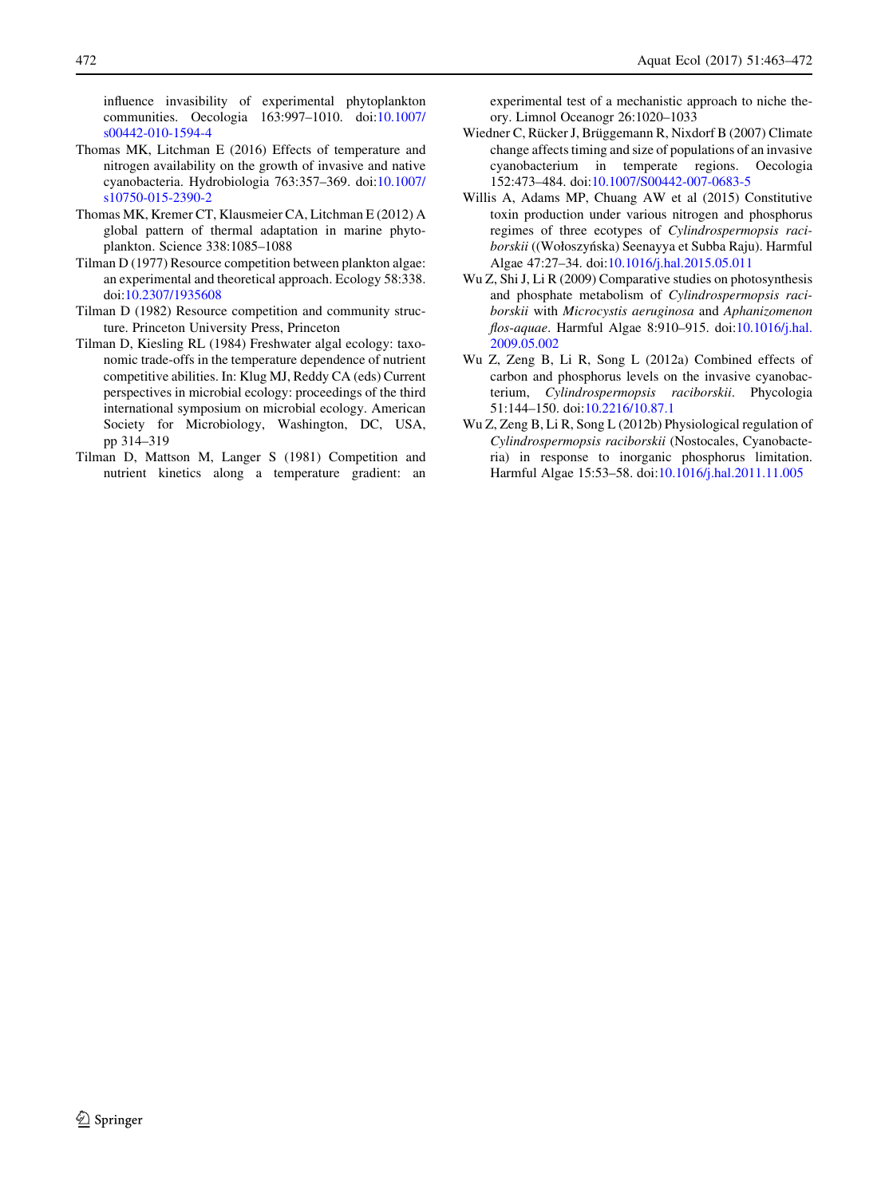influence invasibility of experimental phytoplankton communities. Oecologia 163:997–1010. doi:10.1007/s00442-010-1594-4

Thomas MK, Litchman E (2016) Effects of temperature and nitrogen availability on the growth of invasive and native cyanobacteria. Hydrobiologia 763:357–369. doi:10.1007/s10750-015-2390-2

Thomas MK, Kremer CT, Klausmeier CA, Litchman E (2012) A global pattern of thermal adaptation in marine phytoplankton. Science 338:1085–1088

Tilman D (1977) Resource competition between plankton algae: an experimental and theoretical approach. Ecology 58:338. doi:10.2307/1935608

Tilman D (1982) Resource competition and community structure. Princeton University Press, Princeton

Tilman D, Kiesling RL (1984) Freshwater algal ecology: taxonomic trade-offs in the temperature dependence of nutrient competitive abilities. In: Klug MJ, Reddy CA (eds) Current perspectives in microbial ecology: proceedings of the third international symposium on microbial ecology. American Society for Microbiology, Washington, DC, USA, pp 314–319

Tilman D, Mattson M, Langer S (1981) Competition and nutrient kinetics along a temperature gradient: an experimental test of a mechanistic approach to niche theory. Limnol Oceanogr 26:1020–1033

Wiedner C, Rücker J, Brüggemann R, Nixdorf B (2007) Climate change affects timing and size of populations of an invasive cyanobacterium in temperate regions. Oecologia 152:473–484. doi:10.1007/S00442-007-0683-5

Willis A, Adams MP, Chuang AW et al (2015) Constitutive toxin production under various nitrogen and phosphorus regimes of three ecotypes of *Cylindrospermopsis raciborskii* ((Wołoszyńska) Seenayya et Subba Raju). Harmful Algae 47:27–34. doi:10.1016/j.hal.2015.05.011

Wu Z, Shi J, Li R (2009) Comparative studies on photosynthesis and phosphate metabolism of *Cylindrospermopsis raciborskii* with *Microcystis aeruginosa* and *Aphanizomenon flos-aquae*. Harmful Algae 8:910–915. doi:10.1016/j.hal.2009.05.002

Wu Z, Zeng B, Li R, Song L (2012a) Combined effects of carbon and phosphorus levels on the invasive cyanobacterium, *Cylindrospermopsis raciborskii*. Phycologia 51:144–150. doi:10.2216/10.87.1

Wu Z, Zeng B, Li R, Song L (2012b) Physiological regulation of *Cylindrospermopsis raciborskii* (Nostocales, Cyanobacteria) in response to inorganic phosphorus limitation. Harmful Algae 15:53–58. doi:10.1016/j.hal.2011.11.005